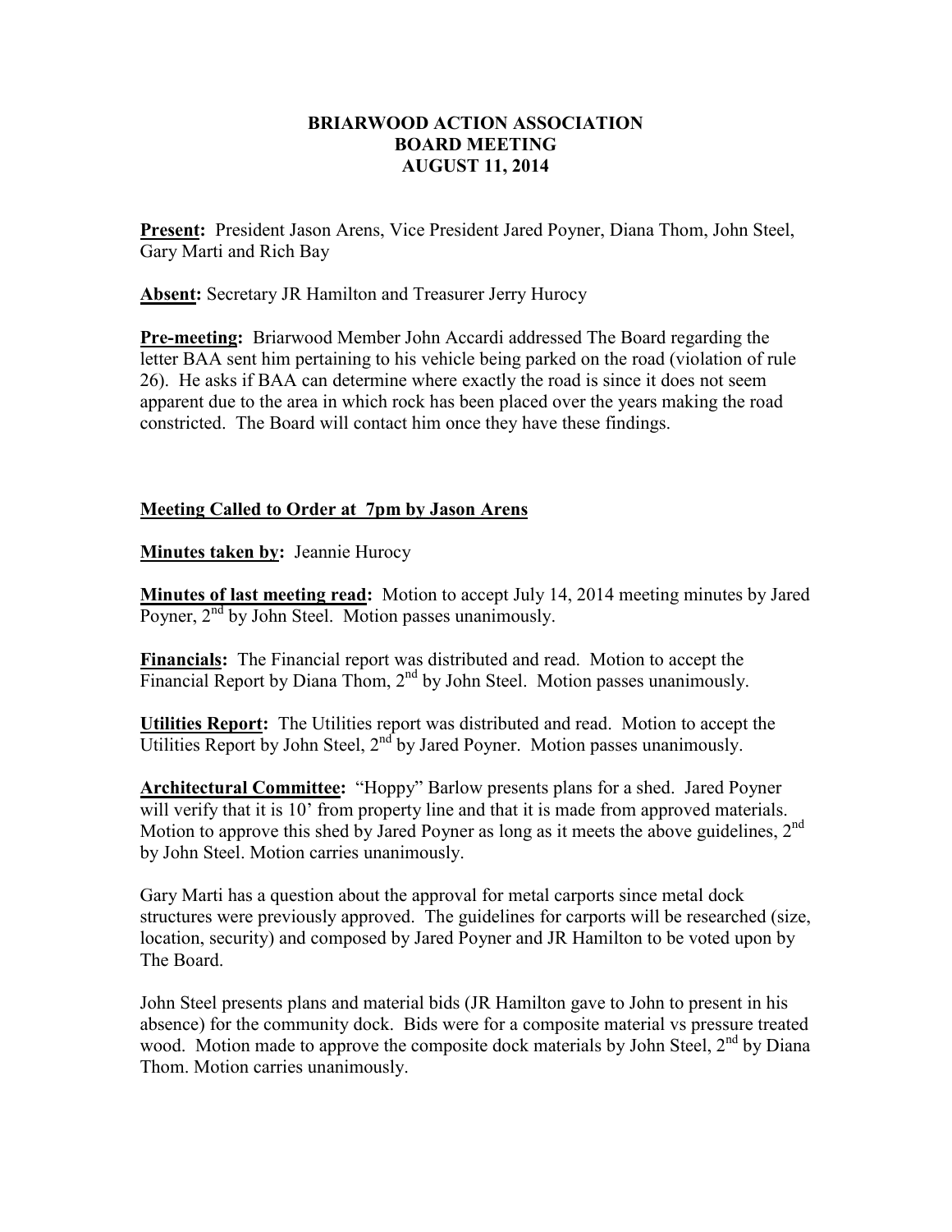# BRIARWOOD ACTION ASSOCIATION
## BOARD MEETING
## AUGUST 11, 2014

**Present:** President Jason Arens, Vice President Jared Poyner, Diana Thom, John Steel, Gary Marti and Rich Bay

**Absent:** Secretary JR Hamilton and Treasurer Jerry Hurocy

**Pre-meeting:** Briarwood Member John Accardi addressed The Board regarding the letter BAA sent him pertaining to his vehicle being parked on the road (violation of rule 26). He asks if BAA can determine where exactly the road is since it does not seem apparent due to the area in which rock has been placed over the years making the road constricted. The Board will contact him once they have these findings.

**Meeting Called to Order at 7pm by Jason Arens**

**Minutes taken by:** Jeannie Hurocy

**Minutes of last meeting read:** Motion to accept July 14, 2014 meeting minutes by Jared Poyner, 2nd by John Steel. Motion passes unanimously.

**Financials:** The Financial report was distributed and read. Motion to accept the Financial Report by Diana Thom, 2nd by John Steel. Motion passes unanimously.

**Utilities Report:** The Utilities report was distributed and read. Motion to accept the Utilities Report by John Steel, 2nd by Jared Poyner. Motion passes unanimously.

**Architectural Committee:** "Hoppy" Barlow presents plans for a shed. Jared Poyner will verify that it is 10' from property line and that it is made from approved materials. Motion to approve this shed by Jared Poyner as long as it meets the above guidelines, 2nd by John Steel. Motion carries unanimously.

Gary Marti has a question about the approval for metal carports since metal dock structures were previously approved. The guidelines for carports will be researched (size, location, security) and composed by Jared Poyner and JR Hamilton to be voted upon by The Board.

John Steel presents plans and material bids (JR Hamilton gave to John to present in his absence) for the community dock. Bids were for a composite material vs pressure treated wood. Motion made to approve the composite dock materials by John Steel, 2nd by Diana Thom. Motion carries unanimously.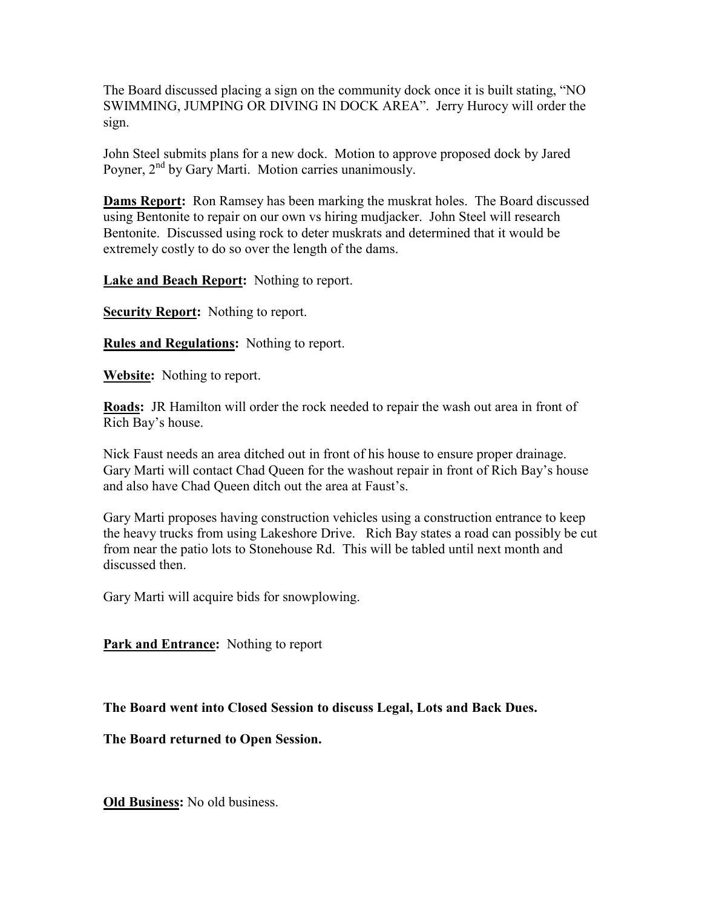The Board discussed placing a sign on the community dock once it is built stating, "NO SWIMMING, JUMPING OR DIVING IN DOCK AREA". Jerry Hurocy will order the sign.

John Steel submits plans for a new dock. Motion to approve proposed dock by Jared Poyner, 2nd by Gary Marti. Motion carries unanimously.

**Dams Report:** Ron Ramsey has been marking the muskrat holes. The Board discussed using Bentonite to repair on our own vs hiring mudjacker. John Steel will research Bentonite. Discussed using rock to deter muskrats and determined that it would be extremely costly to do so over the length of the dams.

**Lake and Beach Report:** Nothing to report.

**Security Report:** Nothing to report.

**Rules and Regulations:** Nothing to report.

**Website:** Nothing to report.

**Roads:** JR Hamilton will order the rock needed to repair the wash out area in front of Rich Bay's house.

Nick Faust needs an area ditched out in front of his house to ensure proper drainage. Gary Marti will contact Chad Queen for the washout repair in front of Rich Bay's house and also have Chad Queen ditch out the area at Faust's.

Gary Marti proposes having construction vehicles using a construction entrance to keep the heavy trucks from using Lakeshore Drive. Rich Bay states a road can possibly be cut from near the patio lots to Stonehouse Rd. This will be tabled until next month and discussed then.

Gary Marti will acquire bids for snowplowing.

**Park and Entrance:** Nothing to report

**The Board went into Closed Session to discuss Legal, Lots and Back Dues.**

**The Board returned to Open Session.**

**Old Business:** No old business.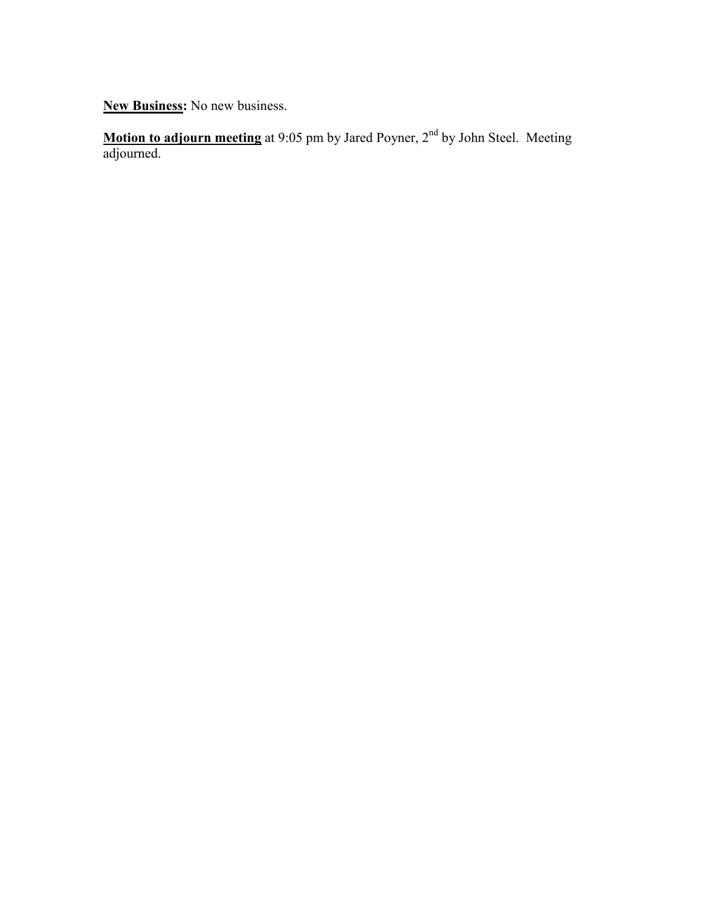**New Business:** No new business.

**Motion to adjourn meeting** at 9:05 pm by Jared Poyner, 2nd by John Steel. Meeting adjourned.